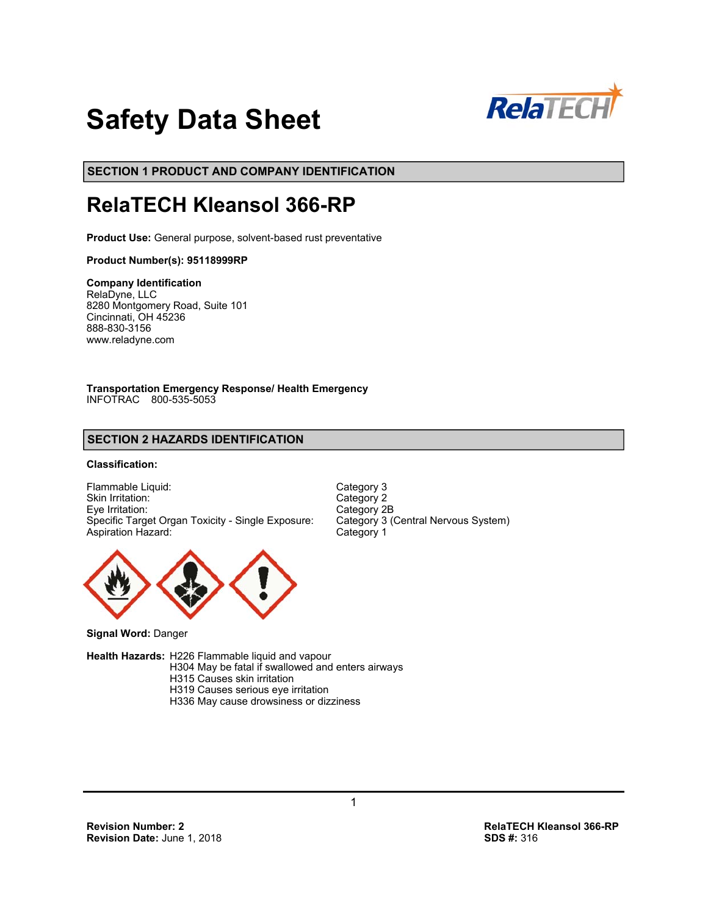# Safety Data Sheet

## SECTION 1 PRODUCT AND COMPANY IDENTIFICATION

# RelaTECH Kleansol 366-RP

**Product Use:** General purpose, solvent-based rust preventative

**Product Number(s): 95118999RP**

**Company Identification**
RelaDyne, LLC
8280 Montgomery Road, Suite 101
Cincinnati, OH 45236
888-830-3156
www.reladyne.com

**Transportation Emergency Response/ Health Emergency**
INFOTRAC 800-535-5053

## SECTION 2 HAZARDS IDENTIFICATION

**Classification:**

| | |
|---|---|
| Flammable Liquid: | Category 3 |
| Skin Irritation: | Category 2 |
| Eye Irritation: | Category 2B |
| Specific Target Organ Toxicity - Single Exposure: | Category 3 (Central Nervous System) |
| Aspiration Hazard: | Category 1 |

**Signal Word:** Danger

**Health Hazards:** H226 Flammable liquid and vapour
H304 May be fatal if swallowed and enters airways
H315 Causes skin irritation
H319 Causes serious eye irritation
H336 May cause drowsiness or dizziness

**Revision Number: 2**
**Revision Date:** June 1, 2018

**RelaTECH Kleansol 366-RP**
**SDS #:** 316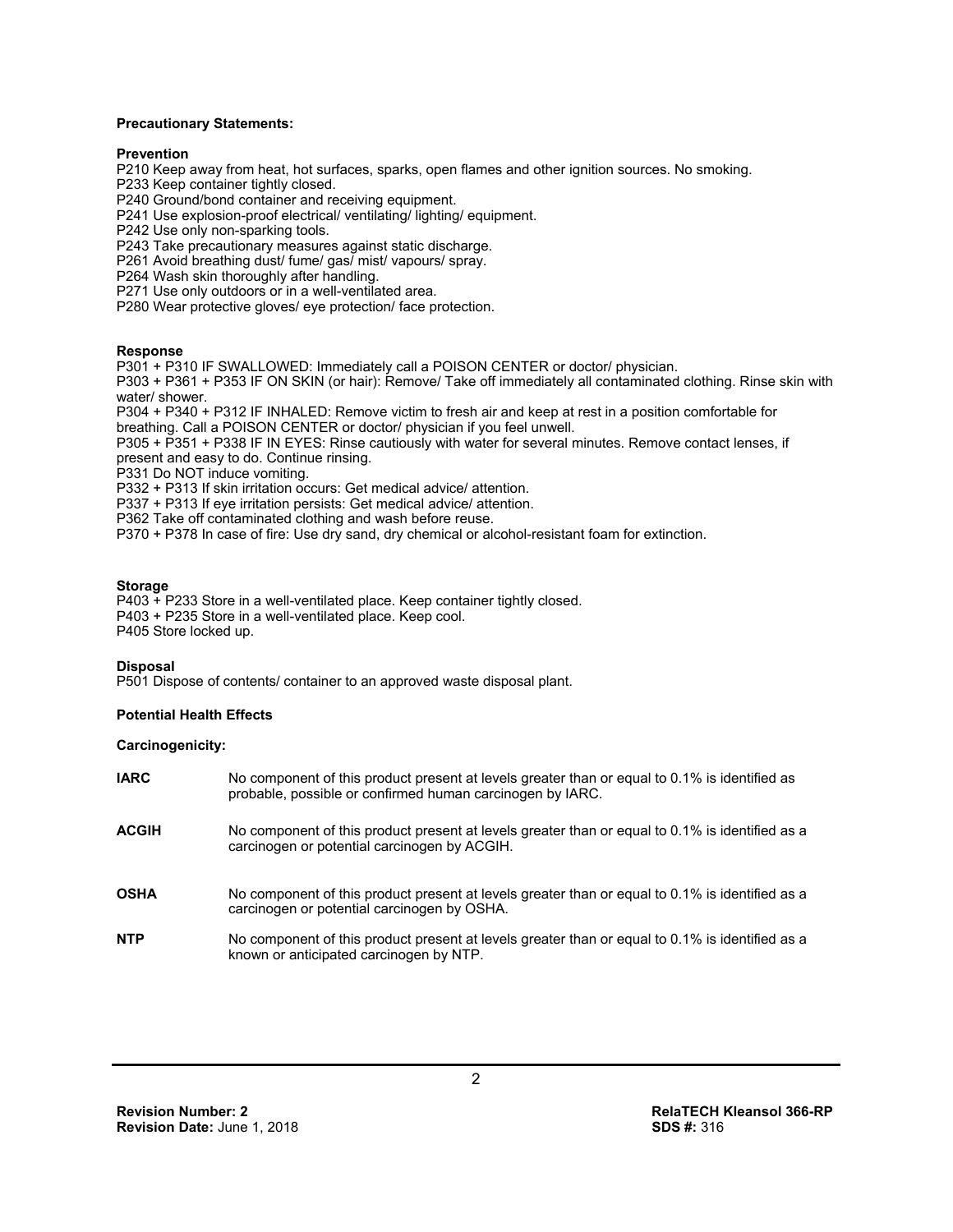**Precautionary Statements:**

**Prevention**

P210 Keep away from heat, hot surfaces, sparks, open flames and other ignition sources. No smoking.
P233 Keep container tightly closed.
P240 Ground/bond container and receiving equipment.
P241 Use explosion-proof electrical/ ventilating/ lighting/ equipment.
P242 Use only non-sparking tools.
P243 Take precautionary measures against static discharge.
P261 Avoid breathing dust/ fume/ gas/ mist/ vapours/ spray.
P264 Wash skin thoroughly after handling.
P271 Use only outdoors or in a well-ventilated area.
P280 Wear protective gloves/ eye protection/ face protection.

**Response**

P301 + P310 IF SWALLOWED: Immediately call a POISON CENTER or doctor/ physician.
P303 + P361 + P353 IF ON SKIN (or hair): Remove/ Take off immediately all contaminated clothing. Rinse skin with water/ shower.
P304 + P340 + P312 IF INHALED: Remove victim to fresh air and keep at rest in a position comfortable for breathing. Call a POISON CENTER or doctor/ physician if you feel unwell.
P305 + P351 + P338 IF IN EYES: Rinse cautiously with water for several minutes. Remove contact lenses, if present and easy to do. Continue rinsing.
P331 Do NOT induce vomiting.
P332 + P313 If skin irritation occurs: Get medical advice/ attention.
P337 + P313 If eye irritation persists: Get medical advice/ attention.
P362 Take off contaminated clothing and wash before reuse.
P370 + P378 In case of fire: Use dry sand, dry chemical or alcohol-resistant foam for extinction.

**Storage**

P403 + P233 Store in a well-ventilated place. Keep container tightly closed.
P403 + P235 Store in a well-ventilated place. Keep cool.
P405 Store locked up.

**Disposal**

P501 Dispose of contents/ container to an approved waste disposal plant.

**Potential Health Effects**

**Carcinogenicity:**

**IARC** No component of this product present at levels greater than or equal to 0.1% is identified as probable, possible or confirmed human carcinogen by IARC.

**ACGIH** No component of this product present at levels greater than or equal to 0.1% is identified as a carcinogen or potential carcinogen by ACGIH.

**OSHA** No component of this product present at levels greater than or equal to 0.1% is identified as a carcinogen or potential carcinogen by OSHA.

**NTP** No component of this product present at levels greater than or equal to 0.1% is identified as a known or anticipated carcinogen by NTP.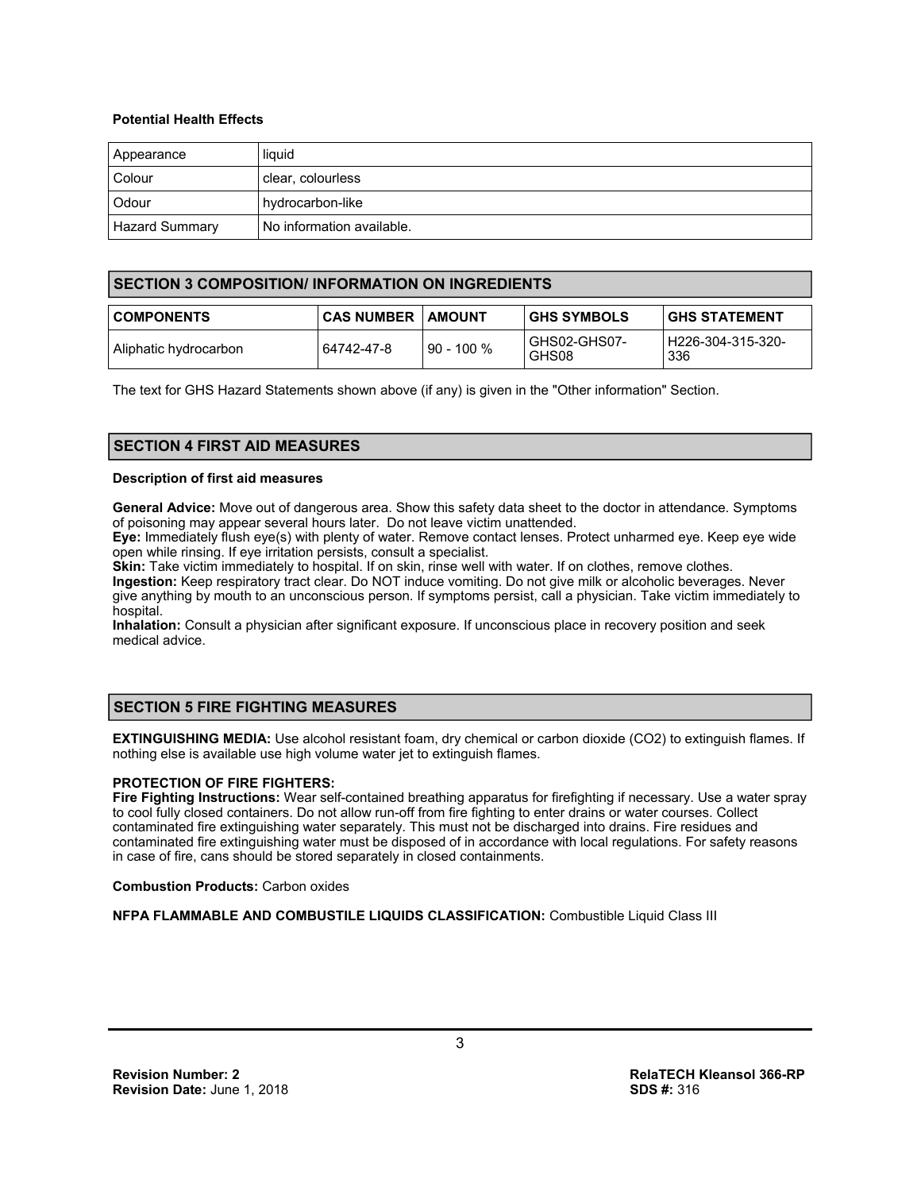**Potential Health Effects**

| Appearance | liquid |
|---|---|
| Colour | clear, colourless |
| Odour | hydrocarbon-like |
| Hazard Summary | No information available. |

## SECTION 3 COMPOSITION/ INFORMATION ON INGREDIENTS

| COMPONENTS | CAS NUMBER | AMOUNT | GHS SYMBOLS | GHS STATEMENT |
|---|---|---|---|---|
| Aliphatic hydrocarbon | 64742-47-8 | 90 - 100 % | GHS02-GHS07-GHS08 | H226-304-315-320-336 |

The text for GHS Hazard Statements shown above (if any) is given in the "Other information" Section.

## SECTION 4 FIRST AID MEASURES

**Description of first aid measures**

**General Advice:** Move out of dangerous area. Show this safety data sheet to the doctor in attendance. Symptoms of poisoning may appear several hours later. Do not leave victim unattended.
**Eye:** Immediately flush eye(s) with plenty of water. Remove contact lenses. Protect unharmed eye. Keep eye wide open while rinsing. If eye irritation persists, consult a specialist.
**Skin:** Take victim immediately to hospital. If on skin, rinse well with water. If on clothes, remove clothes.
**Ingestion:** Keep respiratory tract clear. Do NOT induce vomiting. Do not give milk or alcoholic beverages. Never give anything by mouth to an unconscious person. If symptoms persist, call a physician. Take victim immediately to hospital.
**Inhalation:** Consult a physician after significant exposure. If unconscious place in recovery position and seek medical advice.

## SECTION 5 FIRE FIGHTING MEASURES

**EXTINGUISHING MEDIA:** Use alcohol resistant foam, dry chemical or carbon dioxide ($CO_2$) to extinguish flames. If nothing else is available use high volume water jet to extinguish flames.

**PROTECTION OF FIRE FIGHTERS:**
**Fire Fighting Instructions:** Wear self-contained breathing apparatus for firefighting if necessary. Use a water spray to cool fully closed containers. Do not allow run-off from fire fighting to enter drains or water courses. Collect contaminated fire extinguishing water separately. This must not be discharged into drains. Fire residues and contaminated fire extinguishing water must be disposed of in accordance with local regulations. For safety reasons in case of fire, cans should be stored separately in closed containments.

**Combustion Products:** Carbon oxides

**NFPA FLAMMABLE AND COMBUSTILE LIQUIDS CLASSIFICATION:** Combustible Liquid Class III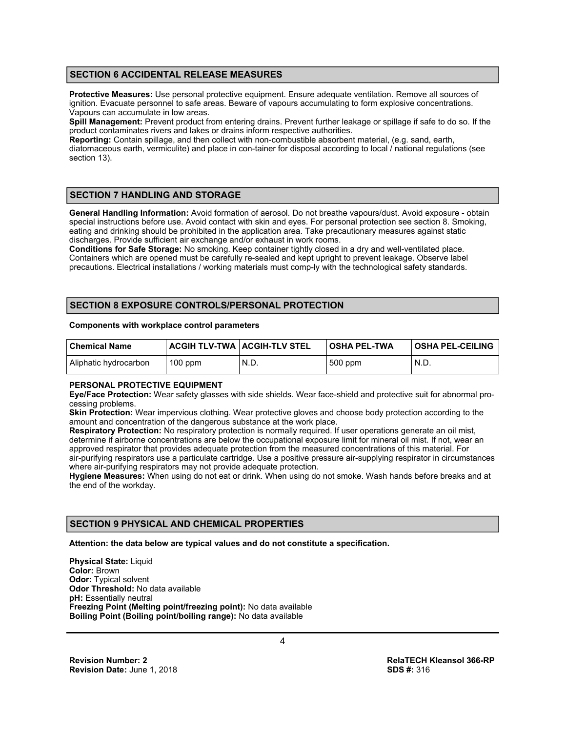## SECTION 6 ACCIDENTAL RELEASE MEASURES

**Protective Measures:** Use personal protective equipment. Ensure adequate ventilation. Remove all sources of ignition. Evacuate personnel to safe areas. Beware of vapours accumulating to form explosive concentrations. Vapours can accumulate in low areas.
**Spill Management:** Prevent product from entering drains. Prevent further leakage or spillage if safe to do so. If the product contaminates rivers and lakes or drains inform respective authorities.
**Reporting:** Contain spillage, and then collect with non-combustible absorbent material, (e.g. sand, earth, diatomaceous earth, vermiculite) and place in con-tainer for disposal according to local / national regulations (see section 13).

## SECTION 7 HANDLING AND STORAGE

**General Handling Information:** Avoid formation of aerosol. Do not breathe vapours/dust. Avoid exposure - obtain special instructions before use. Avoid contact with skin and eyes. For personal protection see section 8. Smoking, eating and drinking should be prohibited in the application area. Take precautionary measures against static discharges. Provide sufficient air exchange and/or exhaust in work rooms.
**Conditions for Safe Storage:** No smoking. Keep container tightly closed in a dry and well-ventilated place. Containers which are opened must be carefully re-sealed and kept upright to prevent leakage. Observe label precautions. Electrical installations / working materials must comp-ly with the technological safety standards.

## SECTION 8 EXPOSURE CONTROLS/PERSONAL PROTECTION

**Components with workplace control parameters**

| Chemical Name | ACGIH TLV-TWA | ACGIH-TLV STEL | OSHA PEL-TWA | OSHA PEL-CEILING |
|---|---|---|---|---|
| Aliphatic hydrocarbon | 100 ppm | N.D. | 500 ppm | N.D. |

**PERSONAL PROTECTIVE EQUIPMENT**
**Eye/Face Protection:** Wear safety glasses with side shields. Wear face-shield and protective suit for abnormal processing problems.
**Skin Protection:** Wear impervious clothing. Wear protective gloves and choose body protection according to the amount and concentration of the dangerous substance at the work place.
**Respiratory Protection:** No respiratory protection is normally required. If user operations generate an oil mist, determine if airborne concentrations are below the occupational exposure limit for mineral oil mist. If not, wear an approved respirator that provides adequate protection from the measured concentrations of this material. For air-purifying respirators use a particulate cartridge. Use a positive pressure air-supplying respirator in circumstances where air-purifying respirators may not provide adequate protection.
**Hygiene Measures:** When using do not eat or drink. When using do not smoke. Wash hands before breaks and at the end of the workday.

## SECTION 9 PHYSICAL AND CHEMICAL PROPERTIES

**Attention: the data below are typical values and do not constitute a specification.**

**Physical State:** Liquid
**Color:** Brown
**Odor:** Typical solvent
**Odor Threshold:** No data available
**pH:** Essentially neutral
**Freezing Point (Melting point/freezing point):** No data available
**Boiling Point (Boiling point/boiling range):** No data available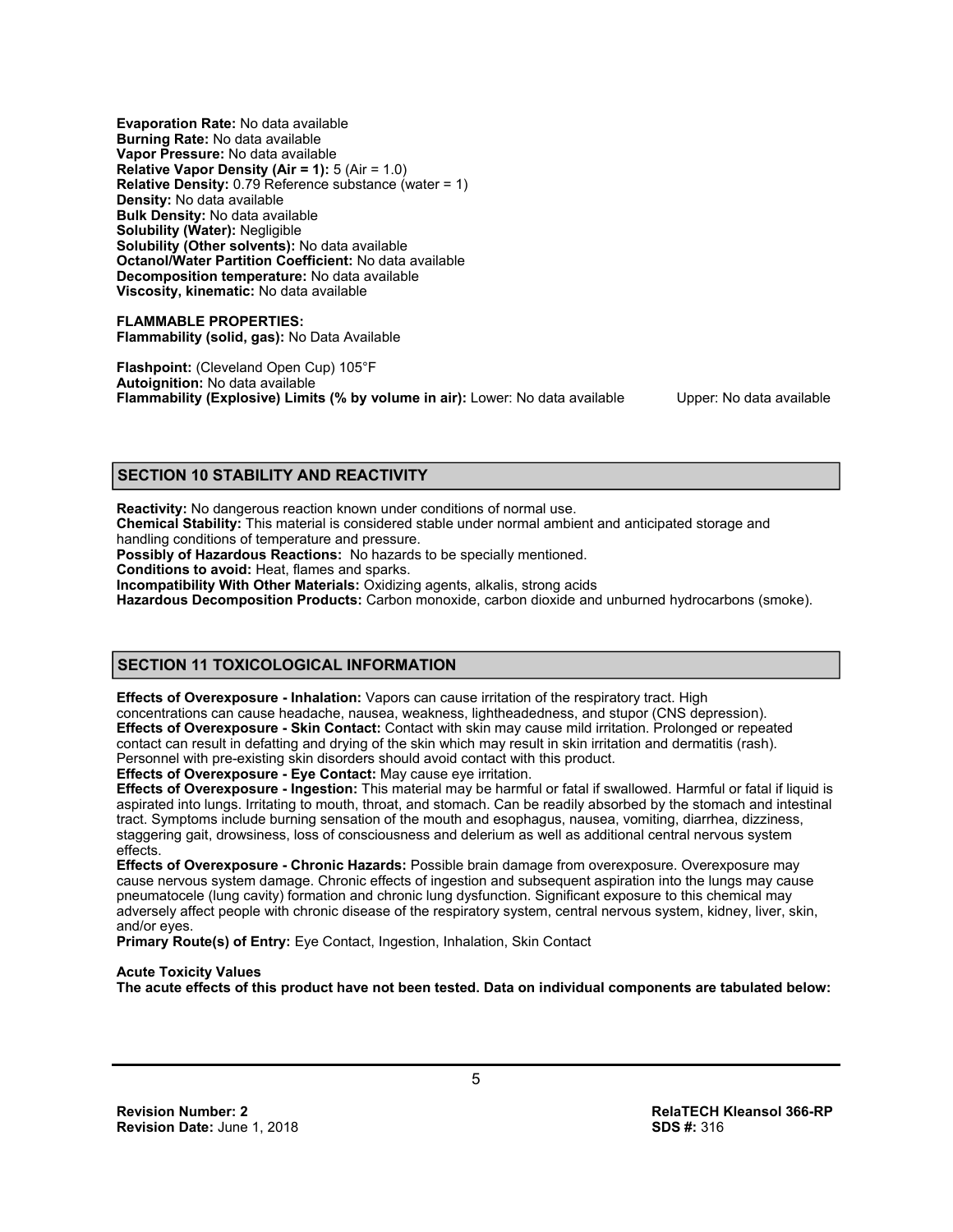**Evaporation Rate:** No data available
**Burning Rate:** No data available
**Vapor Pressure:** No data available
**Relative Vapor Density (Air = 1):** 5 (Air = 1.0)
**Relative Density:** 0.79 Reference substance (water = 1)
**Density:** No data available
**Bulk Density:** No data available
**Solubility (Water):** Negligible
**Solubility (Other solvents):** No data available
**Octanol/Water Partition Coefficient:** No data available
**Decomposition temperature:** No data available
**Viscosity, kinematic:** No data available

**FLAMMABLE PROPERTIES:**
**Flammability (solid, gas):** No Data Available

**Flashpoint:** (Cleveland Open Cup) 105°F
**Autoignition:** No data available
**Flammability (Explosive) Limits (% by volume in air):** Lower: No data available Upper: No data available

## SECTION 10 STABILITY AND REACTIVITY

**Reactivity:** No dangerous reaction known under conditions of normal use.
**Chemical Stability:** This material is considered stable under normal ambient and anticipated storage and handling conditions of temperature and pressure.
**Possibly of Hazardous Reactions:** No hazards to be specially mentioned.
**Conditions to avoid:** Heat, flames and sparks.
**Incompatibility With Other Materials:** Oxidizing agents, alkalis, strong acids
**Hazardous Decomposition Products:** Carbon monoxide, carbon dioxide and unburned hydrocarbons (smoke).

## SECTION 11 TOXICOLOGICAL INFORMATION

**Effects of Overexposure - Inhalation:** Vapors can cause irritation of the respiratory tract. High concentrations can cause headache, nausea, weakness, lightheadedness, and stupor (CNS depression).
**Effects of Overexposure - Skin Contact:** Contact with skin may cause mild irritation. Prolonged or repeated contact can result in defatting and drying of the skin which may result in skin irritation and dermatitis (rash). Personnel with pre-existing skin disorders should avoid contact with this product.
**Effects of Overexposure - Eye Contact:** May cause eye irritation.
**Effects of Overexposure - Ingestion:** This material may be harmful or fatal if swallowed. Harmful or fatal if liquid is aspirated into lungs. Irritating to mouth, throat, and stomach. Can be readily absorbed by the stomach and intestinal tract. Symptoms include burning sensation of the mouth and esophagus, nausea, vomiting, diarrhea, dizziness, staggering gait, drowsiness, loss of consciousness and delerium as well as additional central nervous system effects.
**Effects of Overexposure - Chronic Hazards:** Possible brain damage from overexposure. Overexposure may cause nervous system damage. Chronic effects of ingestion and subsequent aspiration into the lungs may cause pneumatocele (lung cavity) formation and chronic lung dysfunction. Significant exposure to this chemical may adversely affect people with chronic disease of the respiratory system, central nervous system, kidney, liver, skin, and/or eyes.
**Primary Route(s) of Entry:** Eye Contact, Ingestion, Inhalation, Skin Contact

**Acute Toxicity Values**
**The acute effects of this product have not been tested. Data on individual components are tabulated below:**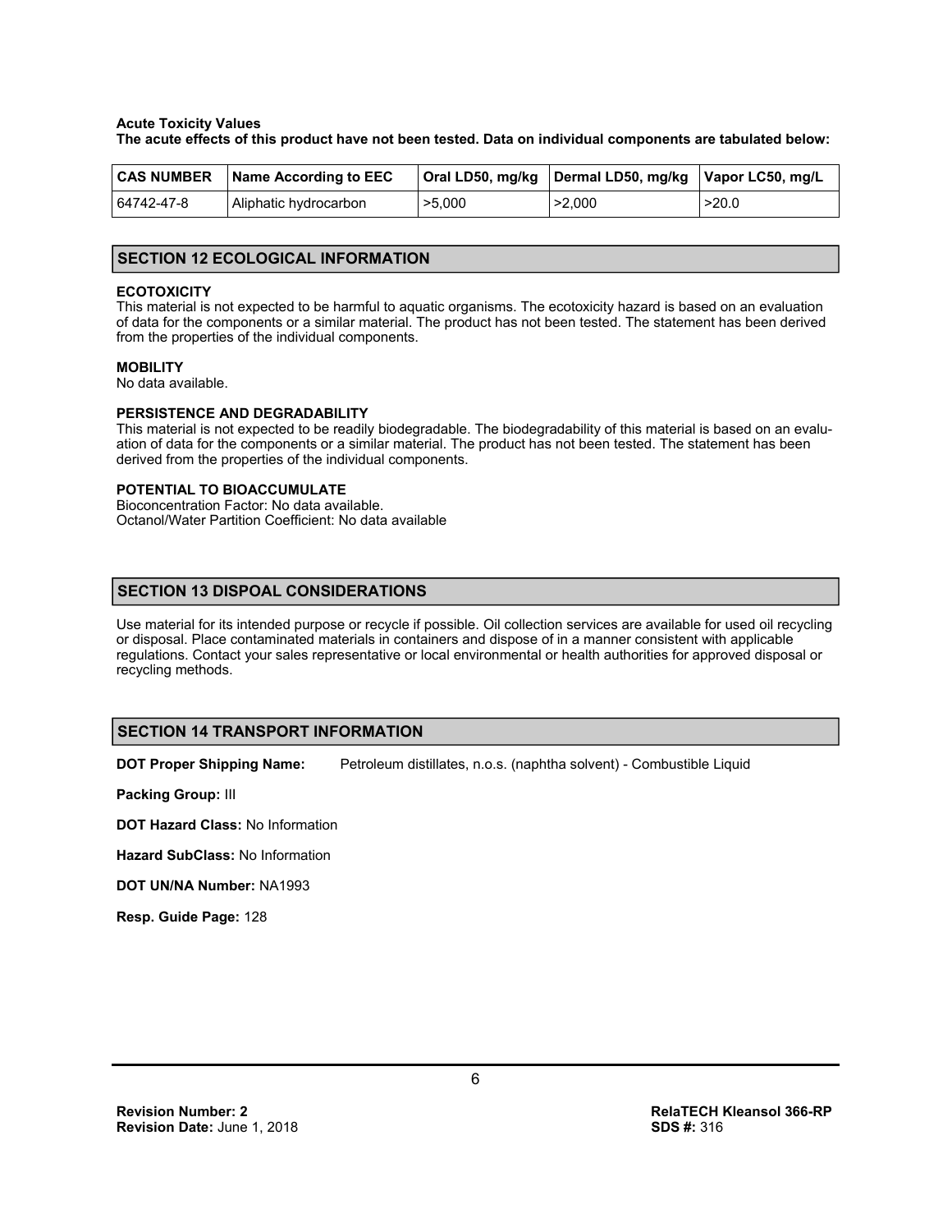**Acute Toxicity Values**
**The acute effects of this product have not been tested. Data on individual components are tabulated below:**

| CAS NUMBER | Name According to EEC | Oral LD50, mg/kg | Dermal LD50, mg/kg | Vapor LC50, mg/L |
|---|---|---|---|---|
| 64742-47-8 | Aliphatic hydrocarbon | >5,000 | >2,000 | >20.0 |

## SECTION 12 ECOLOGICAL INFORMATION

**ECOTOXICITY**
This material is not expected to be harmful to aquatic organisms. The ecotoxicity hazard is based on an evaluation of data for the components or a similar material. The product has not been tested. The statement has been derived from the properties of the individual components.

**MOBILITY**
No data available.

**PERSISTENCE AND DEGRADABILITY**
This material is not expected to be readily biodegradable. The biodegradability of this material is based on an evaluation of data for the components or a similar material. The product has not been tested. The statement has been derived from the properties of the individual components.

**POTENTIAL TO BIOACCUMULATE**
Bioconcentration Factor: No data available.
Octanol/Water Partition Coefficient: No data available

## SECTION 13 DISPOAL CONSIDERATIONS

Use material for its intended purpose or recycle if possible. Oil collection services are available for used oil recycling or disposal. Place contaminated materials in containers and dispose of in a manner consistent with applicable regulations. Contact your sales representative or local environmental or health authorities for approved disposal or recycling methods.

## SECTION 14 TRANSPORT INFORMATION

**DOT Proper Shipping Name:** Petroleum distillates, n.o.s. (naphtha solvent) - Combustible Liquid

**Packing Group:** III

**DOT Hazard Class:** No Information

**Hazard SubClass:** No Information

**DOT UN/NA Number:** NA1993

**Resp. Guide Page:** 128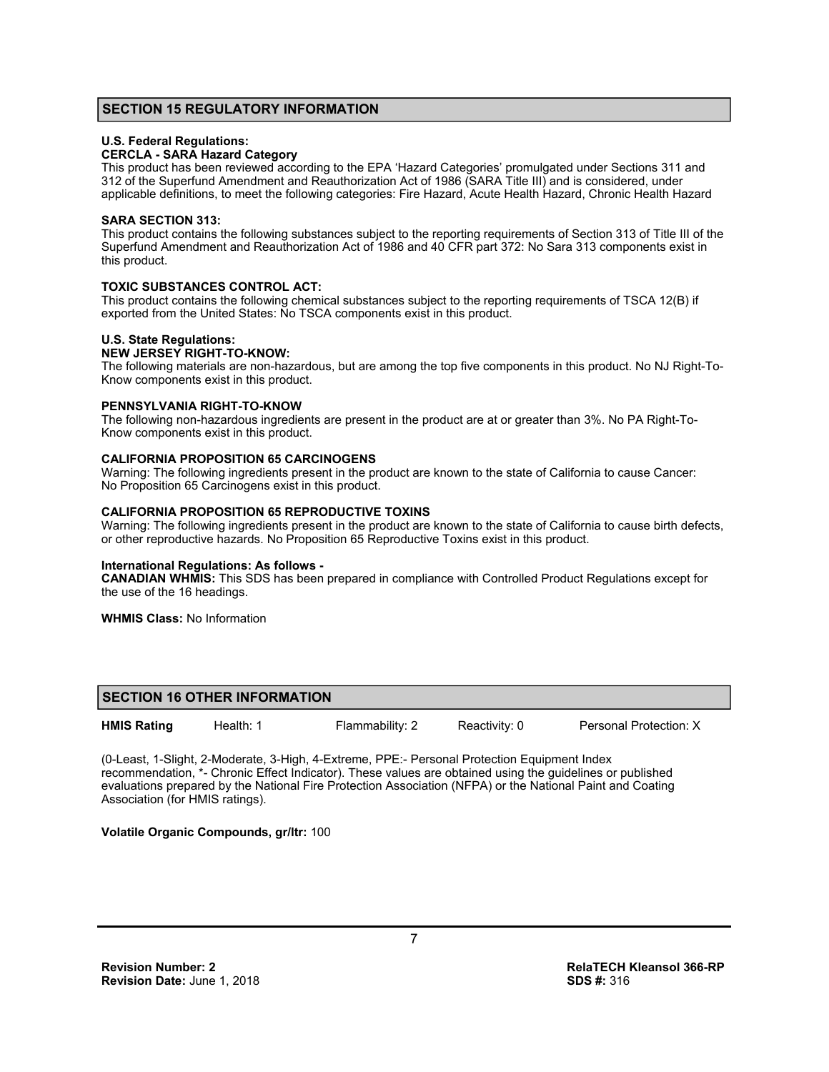## SECTION 15 REGULATORY INFORMATION

**U.S. Federal Regulations:**
**CERCLA - SARA Hazard Category**
This product has been reviewed according to the EPA 'Hazard Categories' promulgated under Sections 311 and 312 of the Superfund Amendment and Reauthorization Act of 1986 (SARA Title III) and is considered, under applicable definitions, to meet the following categories: Fire Hazard, Acute Health Hazard, Chronic Health Hazard

**SARA SECTION 313:**
This product contains the following substances subject to the reporting requirements of Section 313 of Title III of the Superfund Amendment and Reauthorization Act of 1986 and 40 CFR part 372: No Sara 313 components exist in this product.

**TOXIC SUBSTANCES CONTROL ACT:**
This product contains the following chemical substances subject to the reporting requirements of TSCA 12(B) if exported from the United States: No TSCA components exist in this product.

**U.S. State Regulations:**
**NEW JERSEY RIGHT-TO-KNOW:**
The following materials are non-hazardous, but are among the top five components in this product. No NJ Right-To-Know components exist in this product.

**PENNSYLVANIA RIGHT-TO-KNOW**
The following non-hazardous ingredients are present in the product are at or greater than 3%. No PA Right-To-Know components exist in this product.

**CALIFORNIA PROPOSITION 65 CARCINOGENS**
Warning: The following ingredients present in the product are known to the state of California to cause Cancer: No Proposition 65 Carcinogens exist in this product.

**CALIFORNIA PROPOSITION 65 REPRODUCTIVE TOXINS**
Warning: The following ingredients present in the product are known to the state of California to cause birth defects, or other reproductive hazards. No Proposition 65 Reproductive Toxins exist in this product.

**International Regulations: As follows -**
**CANADIAN WHMIS:** This SDS has been prepared in compliance with Controlled Product Regulations except for the use of the 16 headings.

**WHMIS Class:** No Information

## SECTION 16 OTHER INFORMATION

| **HMIS Rating** | Health: 1 | Flammability: 2 | Reactivity: 0 | Personal Protection: X |
|---|---|---|---|---|

(0-Least, 1-Slight, 2-Moderate, 3-High, 4-Extreme, PPE:- Personal Protection Equipment Index recommendation, *- Chronic Effect Indicator). These values are obtained using the guidelines or published evaluations prepared by the National Fire Protection Association (NFPA) or the National Paint and Coating Association (for HMIS ratings).

**Volatile Organic Compounds, gr/ltr:** 100

**Revision Number:** 2
**Revision Date:** June 1, 2018

**RelaTECH Kleansol 366-RP**
**SDS #:** 316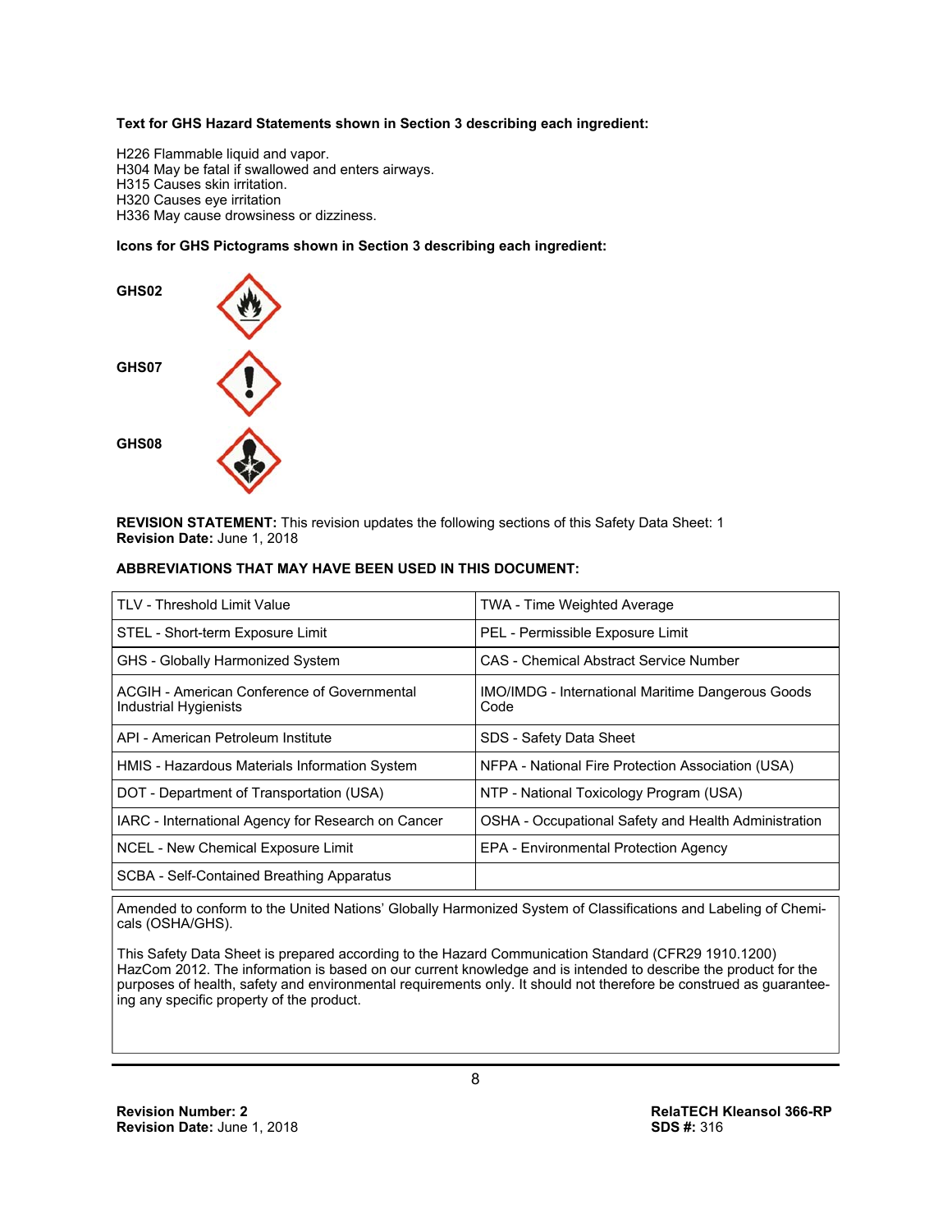**Text for GHS Hazard Statements shown in Section 3 describing each ingredient:**

H226 Flammable liquid and vapor.
H304 May be fatal if swallowed and enters airways.
H315 Causes skin irritation.
H320 Causes eye irritation
H336 May cause drowsiness or dizziness.

**Icons for GHS Pictograms shown in Section 3 describing each ingredient:**

**GHS02**

**GHS07**

**GHS08**

**REVISION STATEMENT:** This revision updates the following sections of this Safety Data Sheet: 1
**Revision Date:** June 1, 2018

**ABBREVIATIONS THAT MAY HAVE BEEN USED IN THIS DOCUMENT:**

| | |
|---|---|
| TLV - Threshold Limit Value | TWA - Time Weighted Average |
| STEL - Short-term Exposure Limit | PEL - Permissible Exposure Limit |
| GHS - Globally Harmonized System | CAS - Chemical Abstract Service Number |
| ACGIH - American Conference of Governmental Industrial Hygienists | IMO/IMDG - International Maritime Dangerous Goods Code |
| API - American Petroleum Institute | SDS - Safety Data Sheet |
| HMIS - Hazardous Materials Information System | NFPA - National Fire Protection Association (USA) |
| DOT - Department of Transportation (USA) | NTP - National Toxicology Program (USA) |
| IARC - International Agency for Research on Cancer | OSHA - Occupational Safety and Health Administration |
| NCEL - New Chemical Exposure Limit | EPA - Environmental Protection Agency |
| SCBA - Self-Contained Breathing Apparatus | |

Amended to conform to the United Nations' Globally Harmonized System of Classifications and Labeling of Chemicals (OSHA/GHS).

This Safety Data Sheet is prepared according to the Hazard Communication Standard (CFR29 1910.1200) HazCom 2012. The information is based on our current knowledge and is intended to describe the product for the purposes of health, safety and environmental requirements only. It should not therefore be construed as guaranteeing any specific property of the product.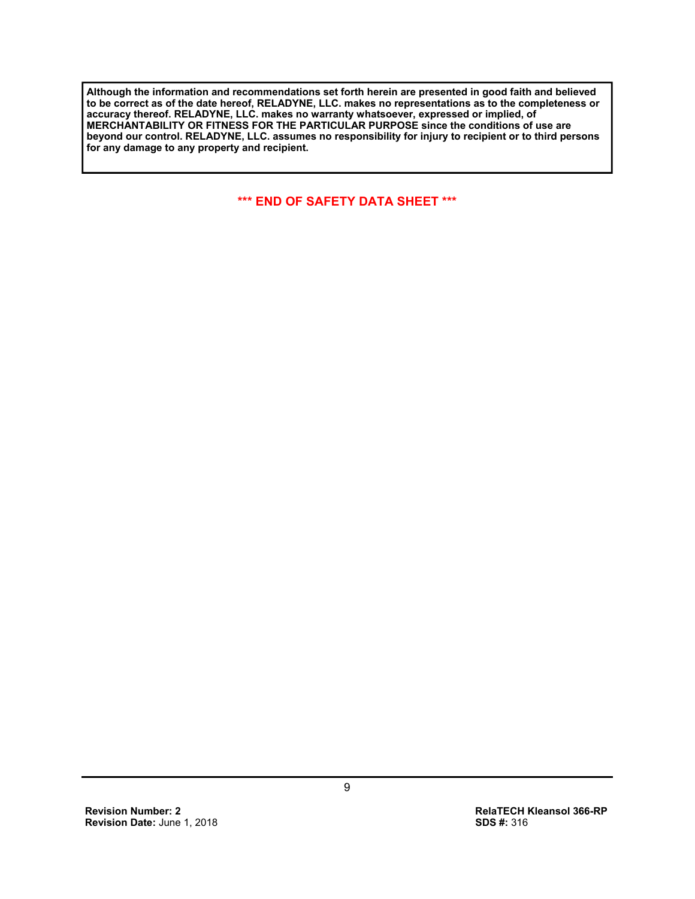**Although the information and recommendations set forth herein are presented in good faith and believed to be correct as of the date hereof, RELADYNE, LLC. makes no representations as to the completeness or accuracy thereof. RELADYNE, LLC. makes no warranty whatsoever, expressed or implied, of MERCHANTABILITY OR FITNESS FOR THE PARTICULAR PURPOSE since the conditions of use are beyond our control. RELADYNE, LLC. assumes no responsibility for injury to recipient or to third persons for any damage to any property and recipient.**

**\*\*\* END OF SAFETY DATA SHEET \*\*\***